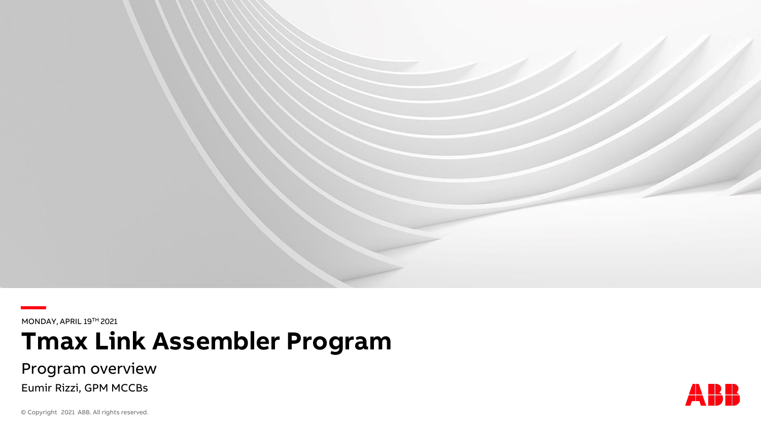MONDAY, APRIL 19TH 2021

# Tmax Link Assembler Program

## Program overview

Eumir Rizzi, GPM MCCBs

© Copyright 2021 ABB. All rights reserved.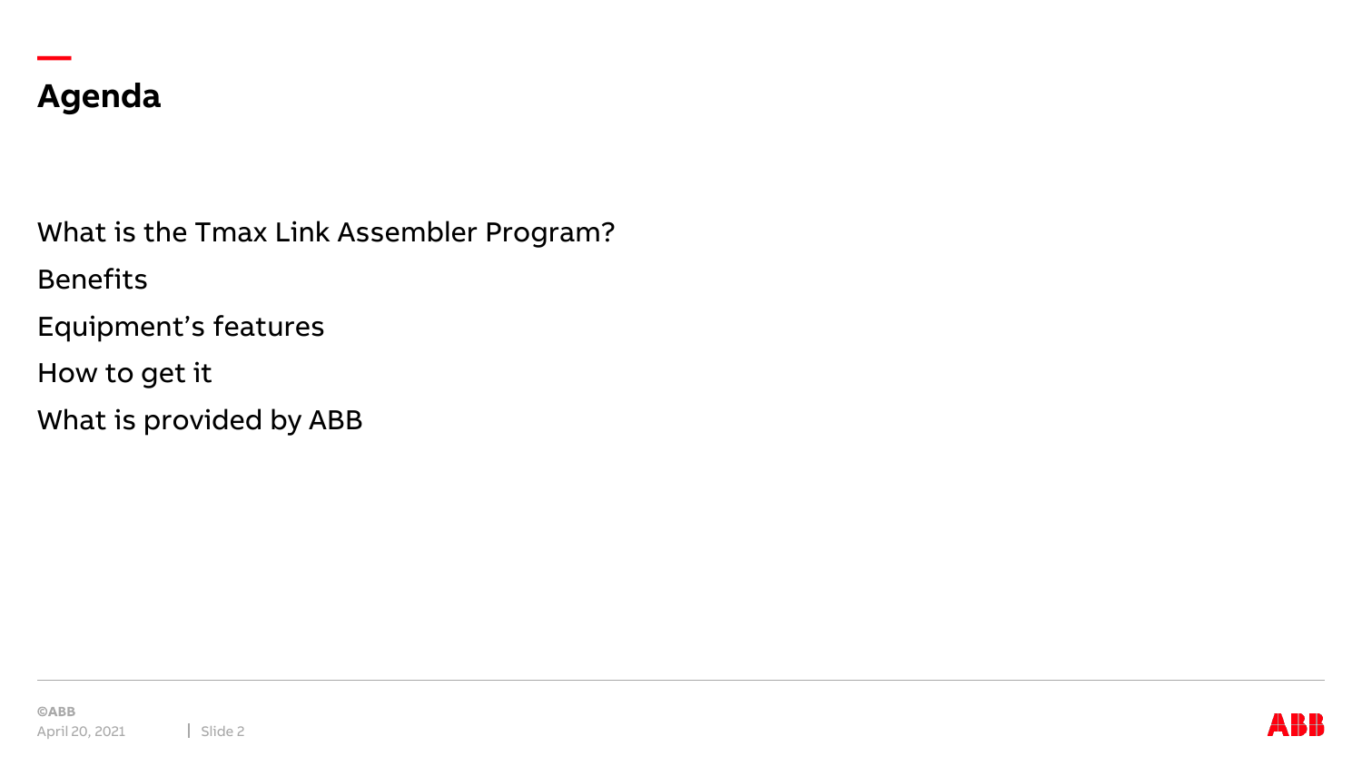# Agenda

What is the Tmax Link Assembler Program?

Benefits

Equipment's features

How to get it

What is provided by ABB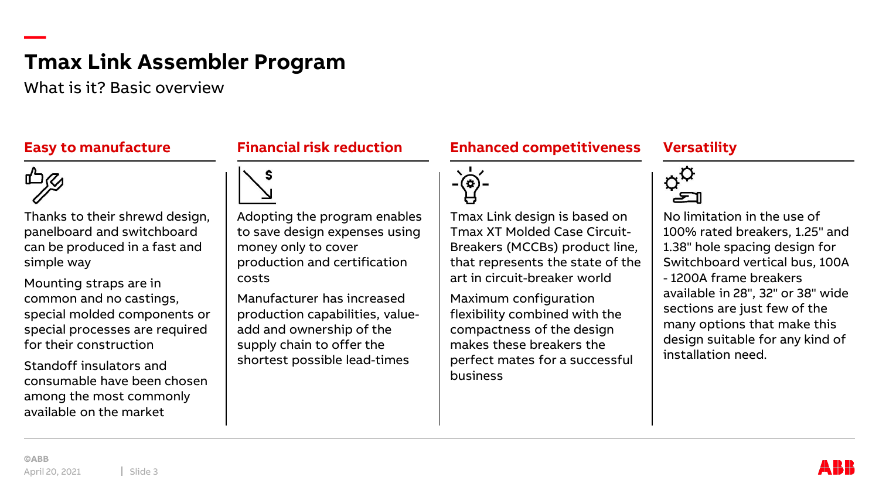# Tmax Link Assembler Program

What is it? Basic overview

## Easy to manufacture

Thanks to their shrewd design, panelboard and switchboard can be produced in a fast and simple way

Mounting straps are in common and no castings, special molded components or special processes are required for their construction

Standoff insulators and consumable have been chosen among the most commonly available on the market

## Financial risk reduction

Adopting the program enables to save design expenses using money only to cover production and certification costs

Manufacturer has increased production capabilities, value-add and ownership of the supply chain to offer the shortest possible lead-times

## Enhanced competitiveness

Tmax Link design is based on Tmax XT Molded Case Circuit-Breakers (MCCBs) product line, that represents the state of the art in circuit-breaker world

Maximum configuration flexibility combined with the compactness of the design makes these breakers the perfect mates for a successful business

## Versatility

No limitation in the use of 100% rated breakers, 1.25" and 1.38" hole spacing design for Switchboard vertical bus, 100A - 1200A frame breakers available in 28", 32" or 38" wide sections are just few of the many options that make this design suitable for any kind of installation need.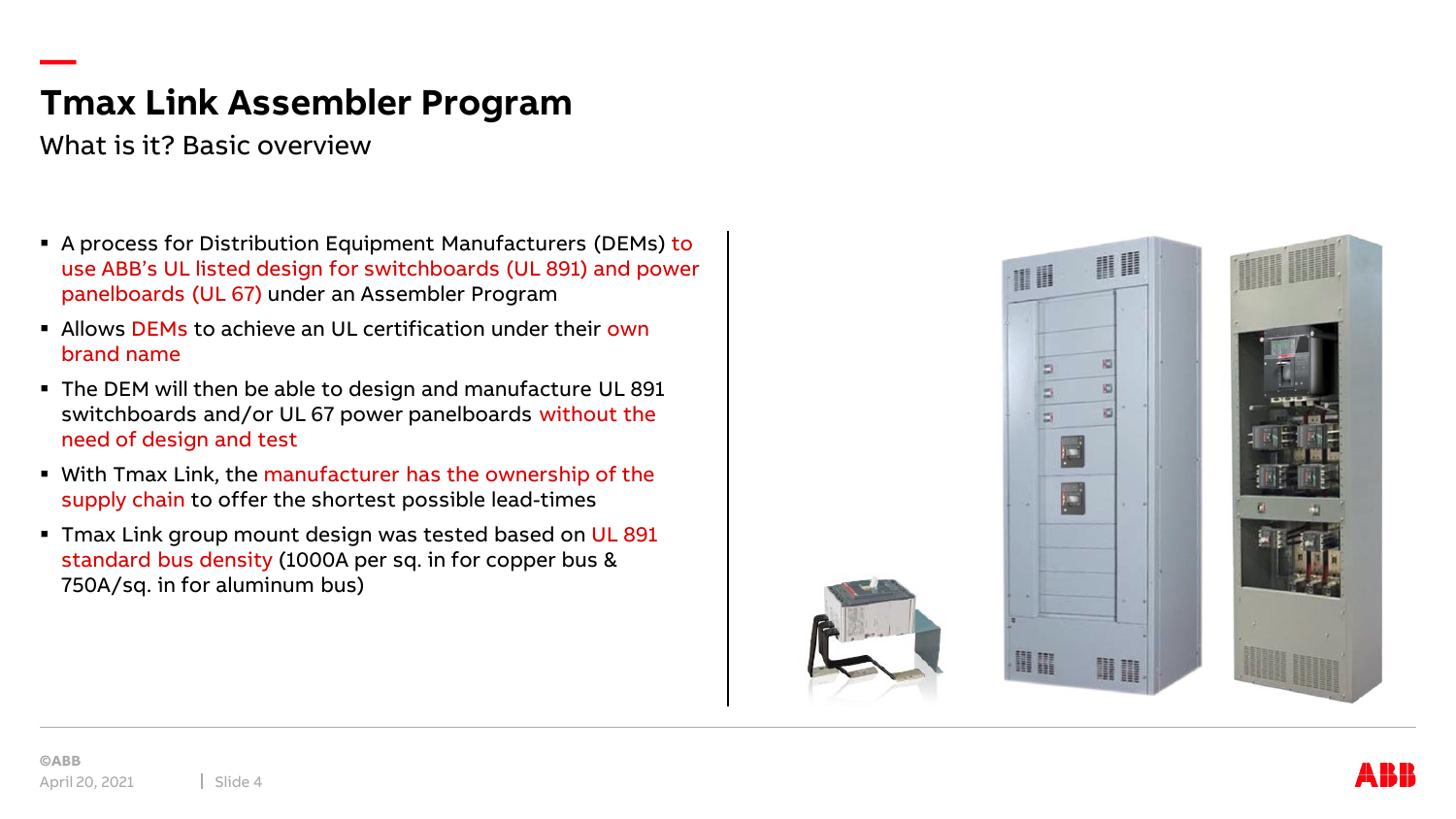# Tmax Link Assembler Program

## What is it? Basic overview

- A process for Distribution Equipment Manufacturers (DEMs) to use ABB's UL listed design for switchboards (UL 891) and power panelboards (UL 67) under an Assembler Program
- Allows DEMs to achieve an UL certification under their own brand name
- The DEM will then be able to design and manufacture UL 891 switchboards and/or UL 67 power panelboards without the need of design and test
- With Tmax Link, the manufacturer has the ownership of the supply chain to offer the shortest possible lead-times
- Tmax Link group mount design was tested based on UL 891 standard bus density (1000A per sq. in for copper bus & 750A/sq. in for aluminum bus)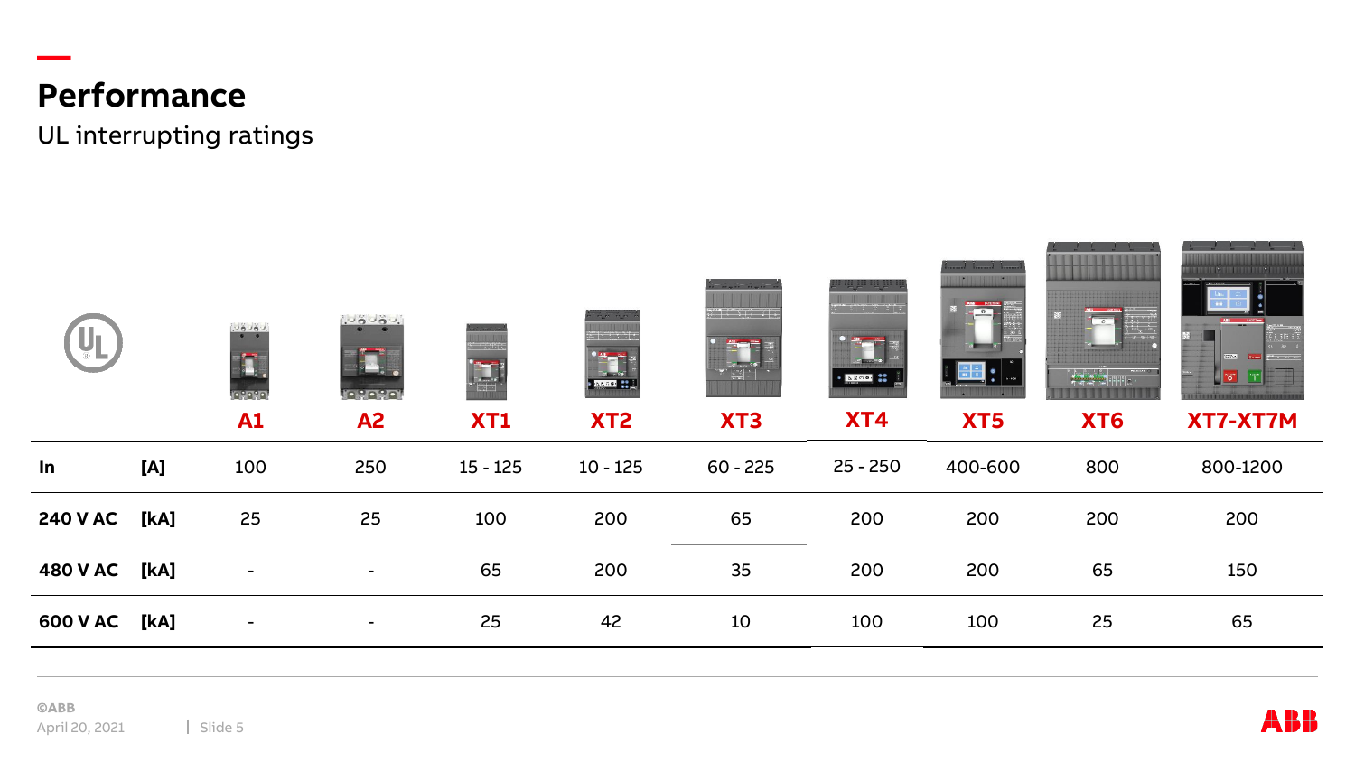# Performance

UL interrupting ratings

| | | A1 | A2 | XT1 | XT2 | XT3 | XT4 | XT5 | XT6 | XT7-XT7M |
|---|---|---|---|---|---|---|---|---|---|---|
| **In** | **[A]** | 100 | 250 | 15 - 125 | 10 - 125 | 60 - 225 | 25 - 250 | 400-600 | 800 | 800-1200 |
| **240 V AC** | **[kA]** | 25 | 25 | 100 | 200 | 65 | 200 | 200 | 200 | 200 |
| **480 V AC** | **[kA]** | - | - | 65 | 200 | 35 | 200 | 200 | 65 | 150 |
| **600 V AC** | **[kA]** | - | - | 25 | 42 | 10 | 100 | 100 | 25 | 65 |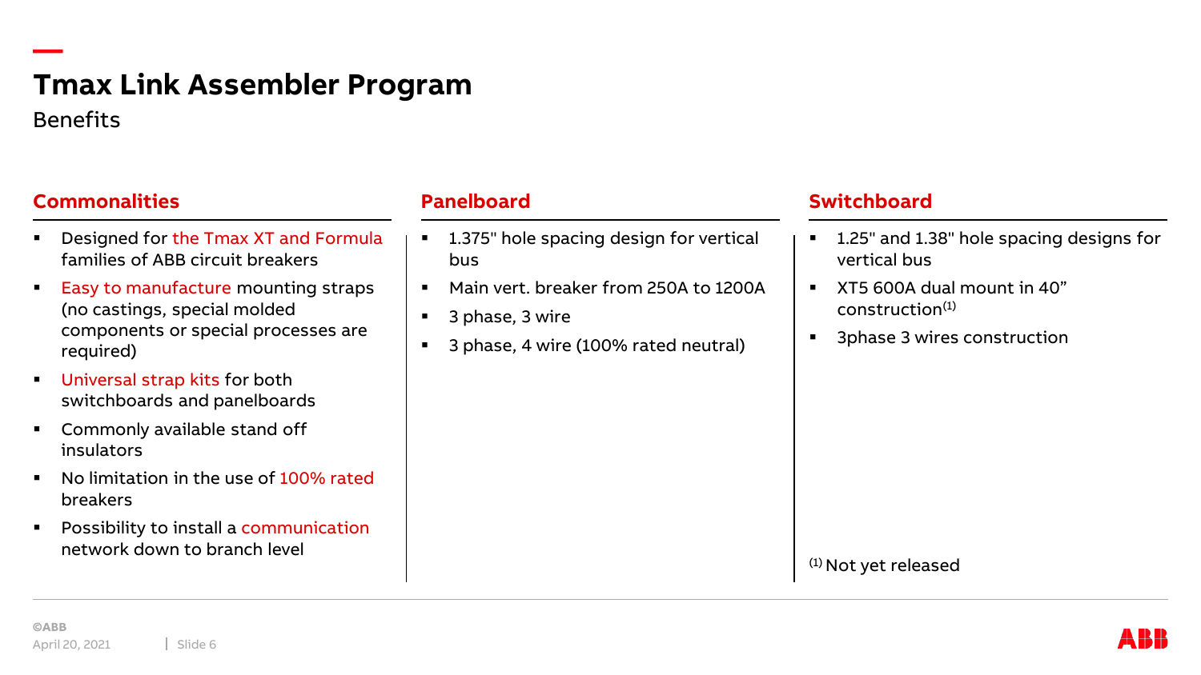# Tmax Link Assembler Program

Benefits

## Commonalities

- Designed for the Tmax XT and Formula families of ABB circuit breakers
- Easy to manufacture mounting straps (no castings, special molded components or special processes are required)
- Universal strap kits for both switchboards and panelboards
- Commonly available stand off insulators
- No limitation in the use of 100% rated breakers
- Possibility to install a communication network down to branch level

## Panelboard

- 1.375" hole spacing design for vertical bus
- Main vert. breaker from 250A to 1200A
- 3 phase, 3 wire
- 3 phase, 4 wire (100% rated neutral)

## Switchboard

- 1.25" and 1.38" hole spacing designs for vertical bus
- XT5 600A dual mount in 40" construction(1)
- 3phase 3 wires construction

(1) Not yet released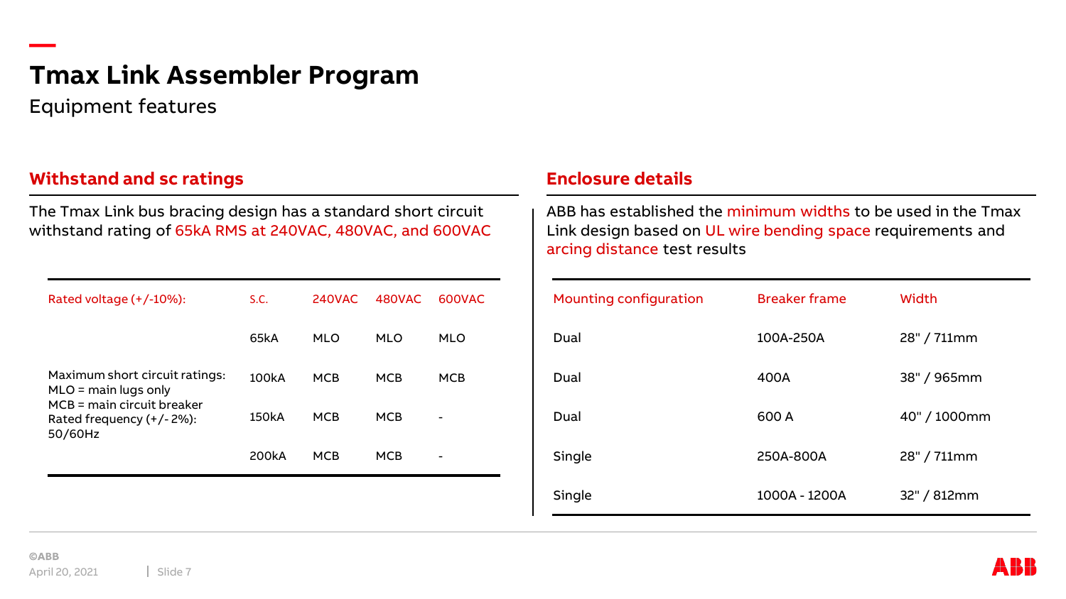# Tmax Link Assembler Program

Equipment features

## Withstand and sc ratings

The Tmax Link bus bracing design has a standard short circuit withstand rating of 65kA RMS at 240VAC, 480VAC, and 600VAC

| Rated voltage (+/-10%): | S.C. | 240VAC | 480VAC | 600VAC |
|---|---|---|---|---|
| | 65kA | MLO | MLO | MLO |
| Maximum short circuit ratings: MLO = main lugs only MCB = main circuit breaker Rated frequency (+/- 2%): 50/60Hz | 100kA | MCB | MCB | MCB |
| | 150kA | MCB | MCB | - |
| | 200kA | MCB | MCB | - |

## Enclosure details

ABB has established the minimum widths to be used in the Tmax Link design based on UL wire bending space requirements and arcing distance test results

| Mounting configuration | Breaker frame | Width |
|---|---|---|
| Dual | 100A-250A | 28" / 711mm |
| Dual | 400A | 38" / 965mm |
| Dual | 600 A | 40" / 1000mm |
| Single | 250A-800A | 28" / 711mm |
| Single | 1000A - 1200A | 32" / 812mm |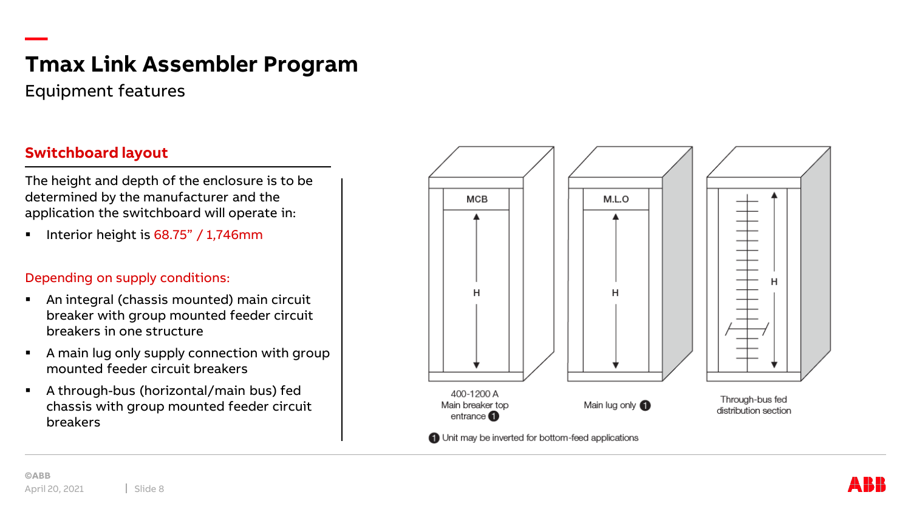# Tmax Link Assembler Program

Equipment features

## Switchboard layout

The height and depth of the enclosure is to be determined by the manufacturer and the application the switchboard will operate in:

- Interior height is 68.75” / 1,746mm

Depending on supply conditions:

- An integral (chassis mounted) main circuit breaker with group mounted feeder circuit breakers in one structure
- A main lug only supply connection with group mounted feeder circuit breakers
- A through-bus (horizontal/main bus) fed chassis with group mounted feeder circuit breakers

MCB — 400-1200 A Main breaker top entrance (1)

M.L.O — Main lug only (1)

Through-bus fed distribution section

(1) Unit may be inverted for bottom-feed applications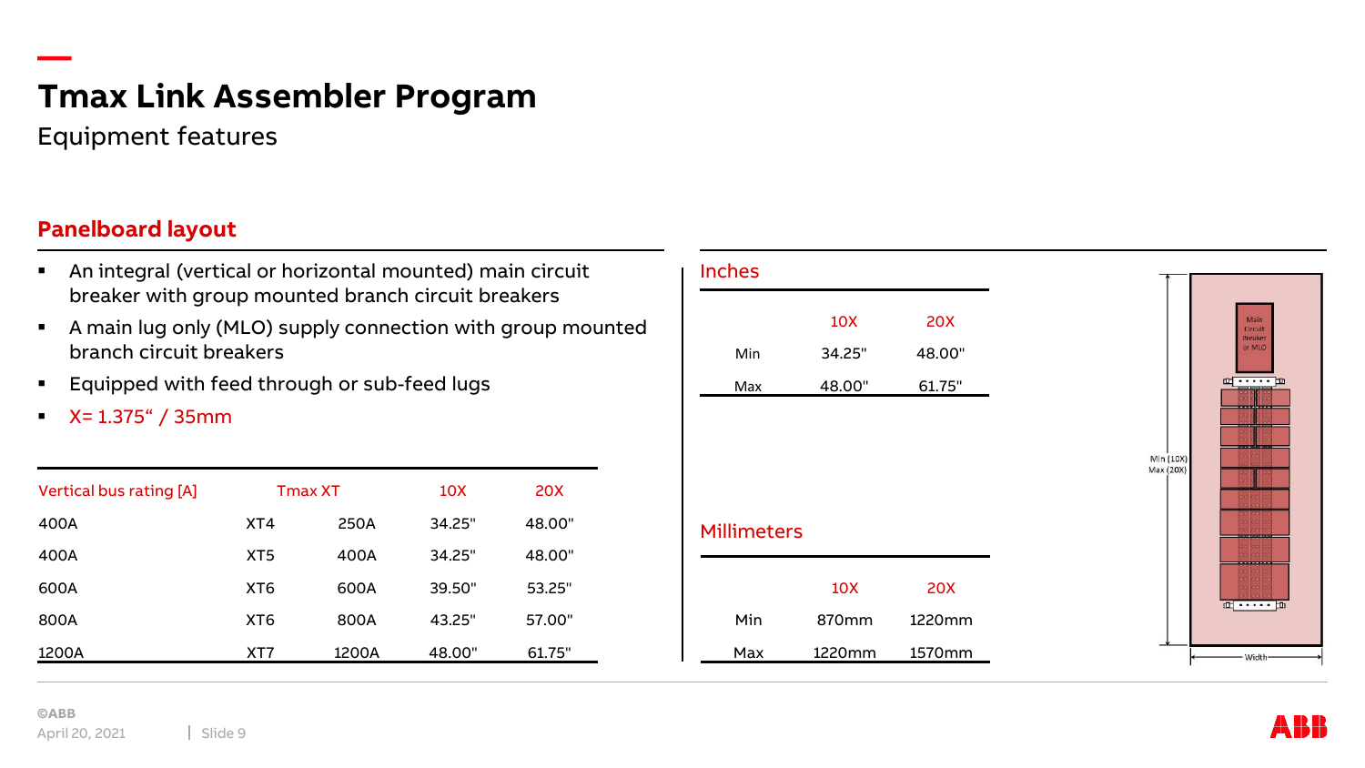# Tmax Link Assembler Program

Equipment features

## Panelboard layout

- An integral (vertical or horizontal mounted) main circuit breaker with group mounted branch circuit breakers
- A main lug only (MLO) supply connection with group mounted branch circuit breakers
- Equipped with feed through or sub-feed lugs
- X= 1.375“ / 35mm

| Vertical bus rating [A] | Tmax XT | | 10X | 20X |
|---|---|---|---|---|
| 400A | XT4 | 250A | 34.25" | 48.00" |
| 400A | XT5 | 400A | 34.25" | 48.00" |
| 600A | XT6 | 600A | 39.50" | 53.25" |
| 800A | XT6 | 800A | 43.25" | 57.00" |
| 1200A | XT7 | 1200A | 48.00" | 61.75" |

### Inches

| | 10X | 20X |
|---|---|---|
| Min | 34.25" | 48.00" |
| Max | 48.00" | 61.75" |

### Millimeters

| | 10X | 20X |
|---|---|---|
| Min | 870mm | 1220mm |
| Max | 1220mm | 1570mm |

Main Circuit Breaker or MLO

Min (10X)
Max (20X)

Width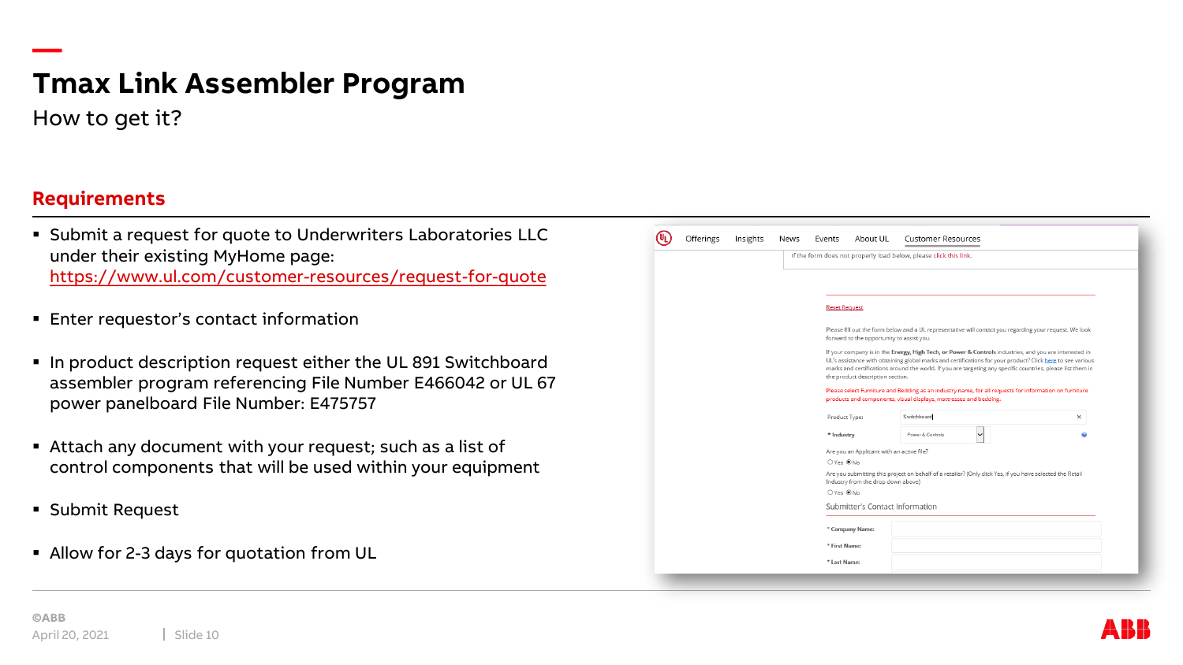# Tmax Link Assembler Program

How to get it?

## Requirements

- Submit a request for quote to Underwriters Laboratories LLC under their existing MyHome page: https://www.ul.com/customer-resources/request-for-quote
- Enter requestor's contact information
- In product description request either the UL 891 Switchboard assembler program referencing File Number E466042 or UL 67 power panelboard File Number: E475757
- Attach any document with your request; such as a list of control components that will be used within your equipment
- Submit Request
- Allow for 2-3 days for quotation from UL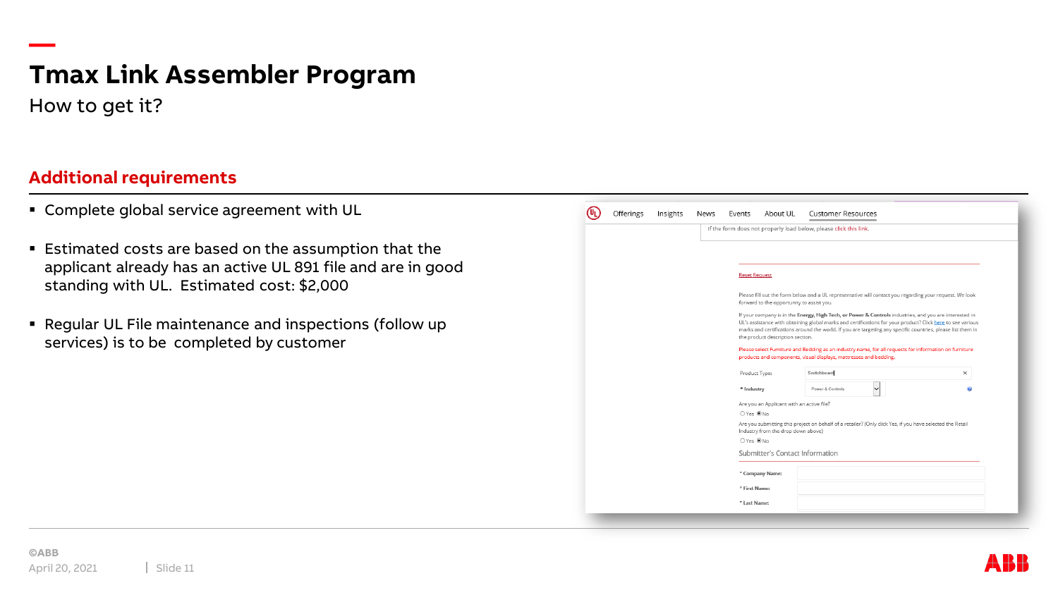# Tmax Link Assembler Program

How to get it?

## Additional requirements

- Complete global service agreement with UL
- Estimated costs are based on the assumption that the applicant already has an active UL 891 file and are in good standing with UL. Estimated cost: $2,000
- Regular UL File maintenance and inspections (follow up services) is to be completed by customer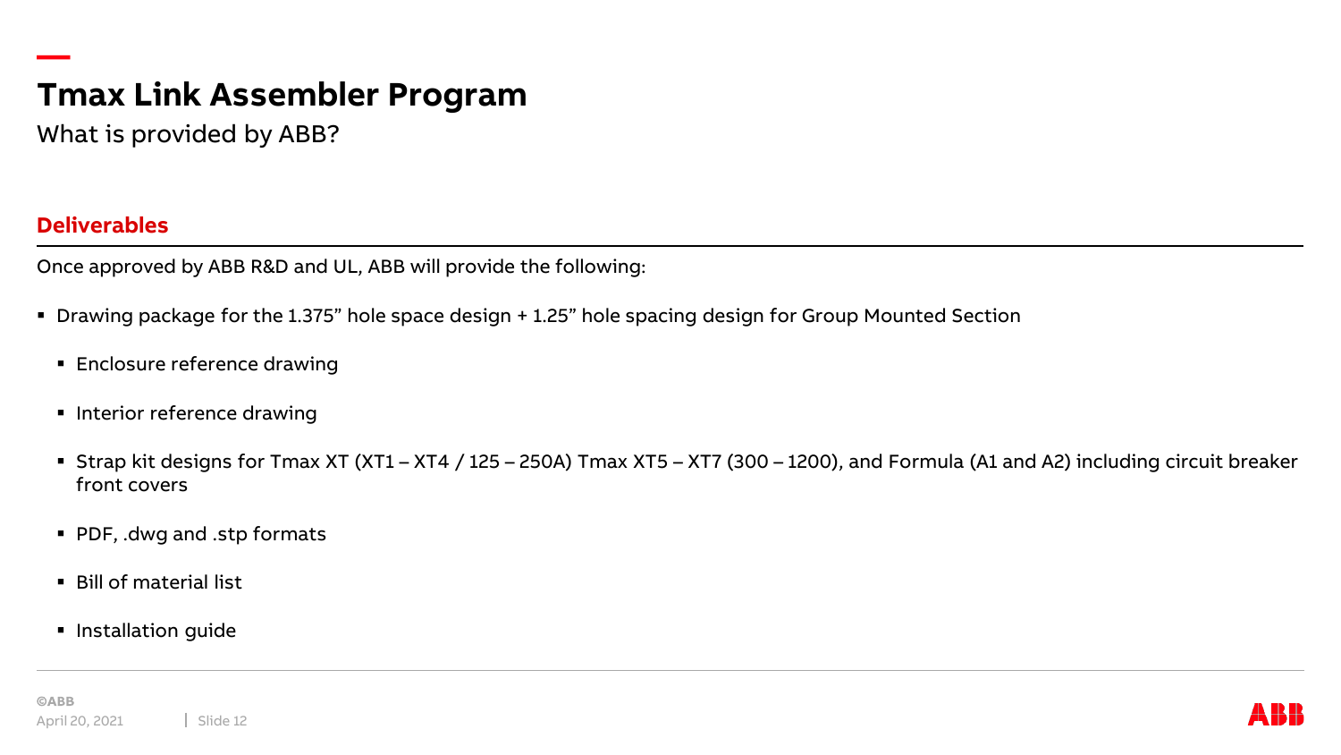# Tmax Link Assembler Program

What is provided by ABB?

## Deliverables

Once approved by ABB R&D and UL, ABB will provide the following:

- Drawing package for the 1.375” hole space design + 1.25” hole spacing design for Group Mounted Section
  - Enclosure reference drawing
  - Interior reference drawing
  - Strap kit designs for Tmax XT (XT1 – XT4 / 125 – 250A) Tmax XT5 – XT7 (300 – 1200), and Formula (A1 and A2) including circuit breaker front covers
  - PDF, .dwg and .stp formats
  - Bill of material list
  - Installation guide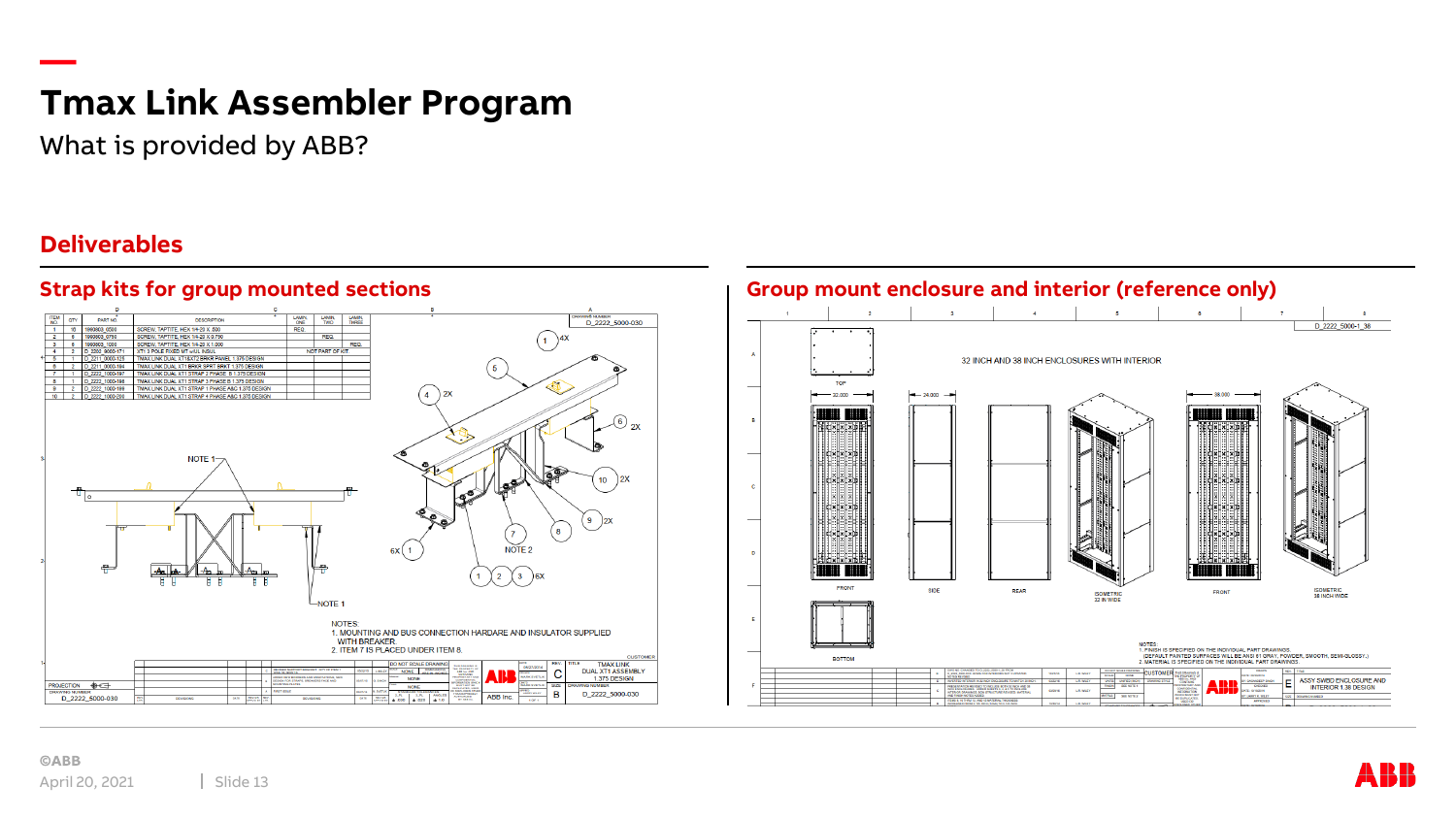# Tmax Link Assembler Program

What is provided by ABB?

## Deliverables

### Strap kits for group mounted sections

| ITEM NO. | QTY | PART NO. | DESCRIPTION | LAMIN. ONE | LAMIN. TWO | LAMIN. THREE |
|---|---|---|---|---|---|---|
| 1 | 16 | 1960603_0500 | SCREW, TAPTITE, HEX 1/4-20 X .500 | REQ. | | |
| 2 | 8 | 1960603_0750 | SCREW, TAPTITE, HEX 1/4-20 X 0.750 | | REQ. | |
| 3 | 8 | 1960603_1000 | SCREW, TAPTITE, HEX 1/4-20 X 1.000 | | | REQ. |
| 4 | 2 | D_2200_5000-171 | XT1 3 POLE FIXED MT w/UL INSUL | NOT PART OF KIT | | |
| 5 | 1 | D_2211_0000-125 | TMAX LINK DUAL XT1&XT2 BRKR PANEL 1.375 DESIGN | | | |
| 6 | 2 | D_2211_0000-194 | TMAX LINK DUAL XT1 BRKR SPRT BRKT 1.375 DESIGN | | | |
| 7 | 1 | D_2222_1000-197 | TMAX LINK DUAL XT1 STRAP 2 PHASE B 1.375 DESIGN | | | |
| 8 | 1 | D_2222_1000-198 | TMAX LINK DUAL XT1 STRAP 3 PHASE B 1.375 DESIGN | | | |
| 9 | 2 | D_2222_1000-199 | TMAX LINK DUAL XT1 STRAP 1 PHASE A&C 1.375 DESIGN | | | |
| 10 | 2 | D_2222_1000-200 | TMAX LINK DUAL XT1 STRAP 4 PHASE A&C 1.375 DESIGN | | | |

NOTES:
1. MOUNTING AND BUS CONNECTION HARDARE AND INSULATOR SUPPLIED WITH BREAKER.
2. ITEM 7 IS PLACED UNDER ITEM 8.

TMAX LINK DUAL XT1 ASSEMBLY 1.375 DESIGN — DRAWING NUMBER D_2222_5000-030

### Group mount enclosure and interior (reference only)

32 INCH AND 38 INCH ENCLOSURES WITH INTERIOR

NOTES:
1. FINISH IS SPECIFIED ON THE INDIVIDUAL PART DRAWINGS. (DEFAULT PAINTED SURFACES WILL BE ANSI 61 GRAY, POWDER, SMOOTH, SEMI-GLOSSY.)
2. MATERIAL IS SPECIFIED ON THE INDIVIDUAL PART DRAWINGS.

ASSY SWBD ENCLOSURE AND INTERIOR 1.38 DESIGN — D_2222_5000-1_38

©ABB
April 20, 2021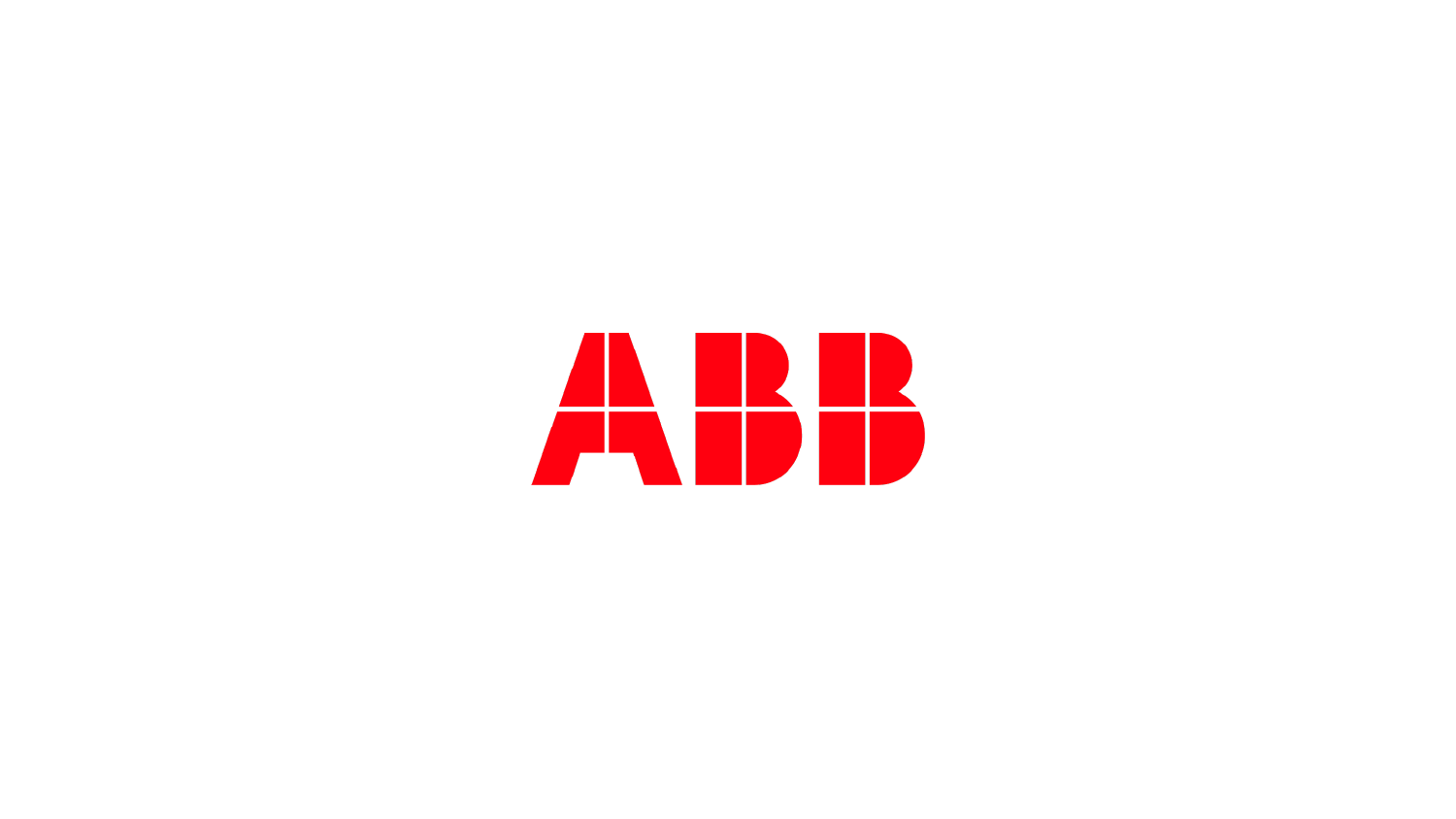ABB